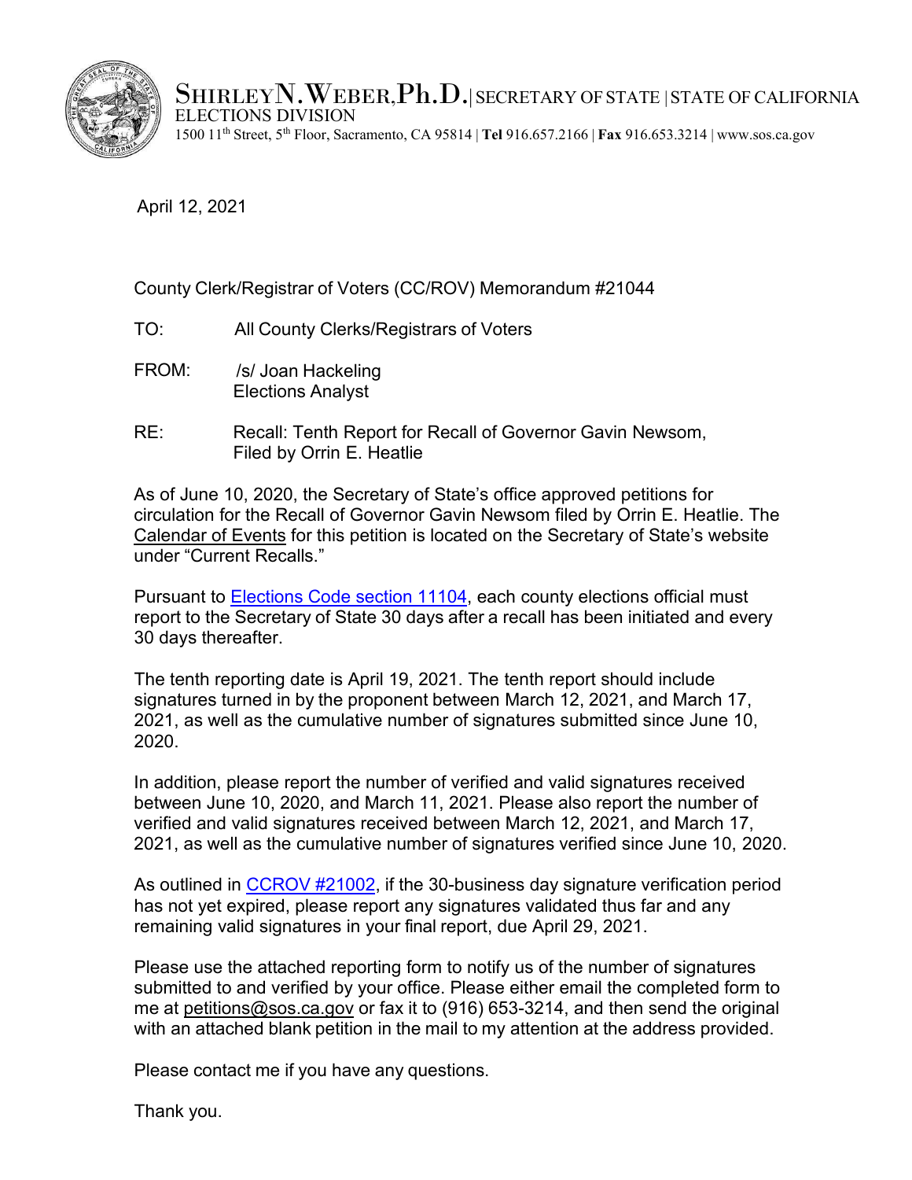SHIRLEY N. WEBER, Ph.D. | SECRETARY OF STATE | STATE OF CALIFORNIA
ELECTIONS DIVISION
1500 11th Street, 5th Floor, Sacramento, CA 95814 | **Tel** 916.657.2166 | **Fax** 916.653.3214 | www.sos.ca.gov

April 12, 2021

County Clerk/Registrar of Voters (CC/ROV) Memorandum #21044

TO: All County Clerks/Registrars of Voters

FROM: /s/ Joan Hackeling
Elections Analyst

RE: Recall: Tenth Report for Recall of Governor Gavin Newsom, Filed by Orrin E. Heatlie

As of June 10, 2020, the Secretary of State's office approved petitions for circulation for the Recall of Governor Gavin Newsom filed by Orrin E. Heatlie. The Calendar of Events for this petition is located on the Secretary of State's website under "Current Recalls."

Pursuant to Elections Code section 11104, each county elections official must report to the Secretary of State 30 days after a recall has been initiated and every 30 days thereafter.

The tenth reporting date is April 19, 2021. The tenth report should include signatures turned in by the proponent between March 12, 2021, and March 17, 2021, as well as the cumulative number of signatures submitted since June 10, 2020.

In addition, please report the number of verified and valid signatures received between June 10, 2020, and March 11, 2021. Please also report the number of verified and valid signatures received between March 12, 2021, and March 17, 2021, as well as the cumulative number of signatures verified since June 10, 2020.

As outlined in CCROV #21002, if the 30-business day signature verification period has not yet expired, please report any signatures validated thus far and any remaining valid signatures in your final report, due April 29, 2021.

Please use the attached reporting form to notify us of the number of signatures submitted to and verified by your office. Please either email the completed form to me at petitions@sos.ca.gov or fax it to (916) 653-3214, and then send the original with an attached blank petition in the mail to my attention at the address provided.

Please contact me if you have any questions.

Thank you.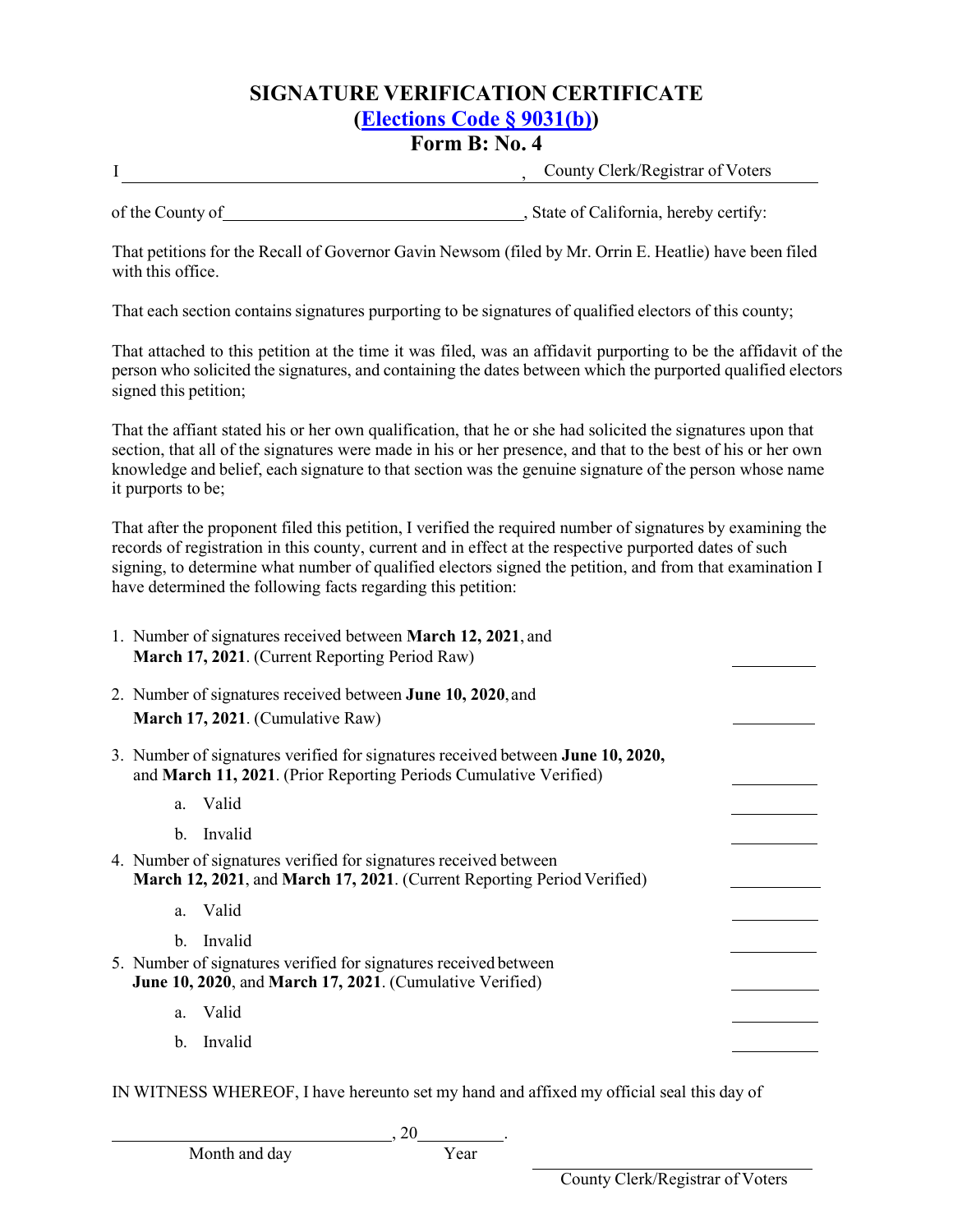# SIGNATURE VERIFICATION CERTIFICATE

## ([Elections Code § 9031(b)](#))

## Form B: No. 4

I \_\_\_\_\_\_\_\_\_\_\_\_\_\_\_\_\_\_\_\_\_\_\_\_\_\_\_\_\_\_\_\_\_\_\_\_\_\_\_\_\_\_\_\_, County Clerk/Registrar of Voters

of the County of \_\_\_\_\_\_\_\_\_\_\_\_\_\_\_\_\_\_\_\_\_\_\_\_\_\_\_\_\_\_\_\_\_\_\_\_, State of California, hereby certify:

That petitions for the Recall of Governor Gavin Newsom (filed by Mr. Orrin E. Heatlie) have been filed with this office.

That each section contains signatures purporting to be signatures of qualified electors of this county;

That attached to this petition at the time it was filed, was an affidavit purporting to be the affidavit of the person who solicited the signatures, and containing the dates between which the purported qualified electors signed this petition;

That the affiant stated his or her own qualification, that he or she had solicited the signatures upon that section, that all of the signatures were made in his or her presence, and that to the best of his or her own knowledge and belief, each signature to that section was the genuine signature of the person whose name it purports to be;

That after the proponent filed this petition, I verified the required number of signatures by examining the records of registration in this county, current and in effect at the respective purported dates of such signing, to determine what number of qualified electors signed the petition, and from that examination I have determined the following facts regarding this petition:

1. Number of signatures received between **March 12, 2021**, and **March 17, 2021**. (Current Reporting Period Raw) \_\_\_\_\_\_\_\_\_\_
2. Number of signatures received between **June 10, 2020**, and **March 17, 2021**. (Cumulative Raw) \_\_\_\_\_\_\_\_\_\_
3. Number of signatures verified for signatures received between **June 10, 2020,** and **March 11, 2021**. (Prior Reporting Periods Cumulative Verified) \_\_\_\_\_\_\_\_\_\_
    a. Valid \_\_\_\_\_\_\_\_\_\_
    b. Invalid \_\_\_\_\_\_\_\_\_\_
4. Number of signatures verified for signatures received between **March 12, 2021**, and **March 17, 2021**. (Current Reporting Period Verified) \_\_\_\_\_\_\_\_\_\_
    a. Valid \_\_\_\_\_\_\_\_\_\_
    b. Invalid \_\_\_\_\_\_\_\_\_\_
5. Number of signatures verified for signatures received between **June 10, 2020**, and **March 17, 2021**. (Cumulative Verified) \_\_\_\_\_\_\_\_\_\_
    a. Valid \_\_\_\_\_\_\_\_\_\_
    b. Invalid \_\_\_\_\_\_\_\_\_\_

IN WITNESS WHEREOF, I have hereunto set my hand and affixed my official seal this day of

\_\_\_\_\_\_\_\_\_\_\_\_\_\_\_\_\_\_\_\_\_\_\_\_\_\_\_\_\_\_\_\_, 20\_\_\_\_\_\_\_\_\_\_.
Month and day                                        Year

\_\_\_\_\_\_\_\_\_\_\_\_\_\_\_\_\_\_\_\_\_\_\_\_\_\_\_\_\_\_\_\_
County Clerk/Registrar of Voters